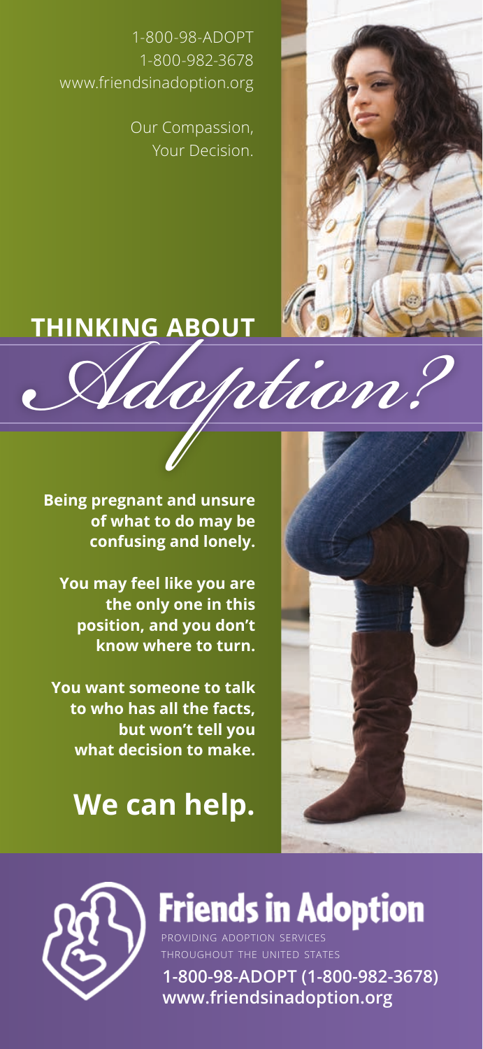1-800-98-ADOPT
1-800-982-3678
www.friendsinadoption.org

Our Compassion,
Your Decision.

# THINKING ABOUT *Adoption?*

**Being pregnant and unsure of what to do may be confusing and lonely.**

**You may feel like you are the only one in this position, and you don't know where to turn.**

**You want someone to talk to who has all the facts, but won't tell you what decision to make.**

## We can help.

# Friends in Adoption

PROVIDING ADOPTION SERVICES THROUGHOUT THE UNITED STATES

**1-800-98-ADOPT (1-800-982-3678)**
**www.friendsinadoption.org**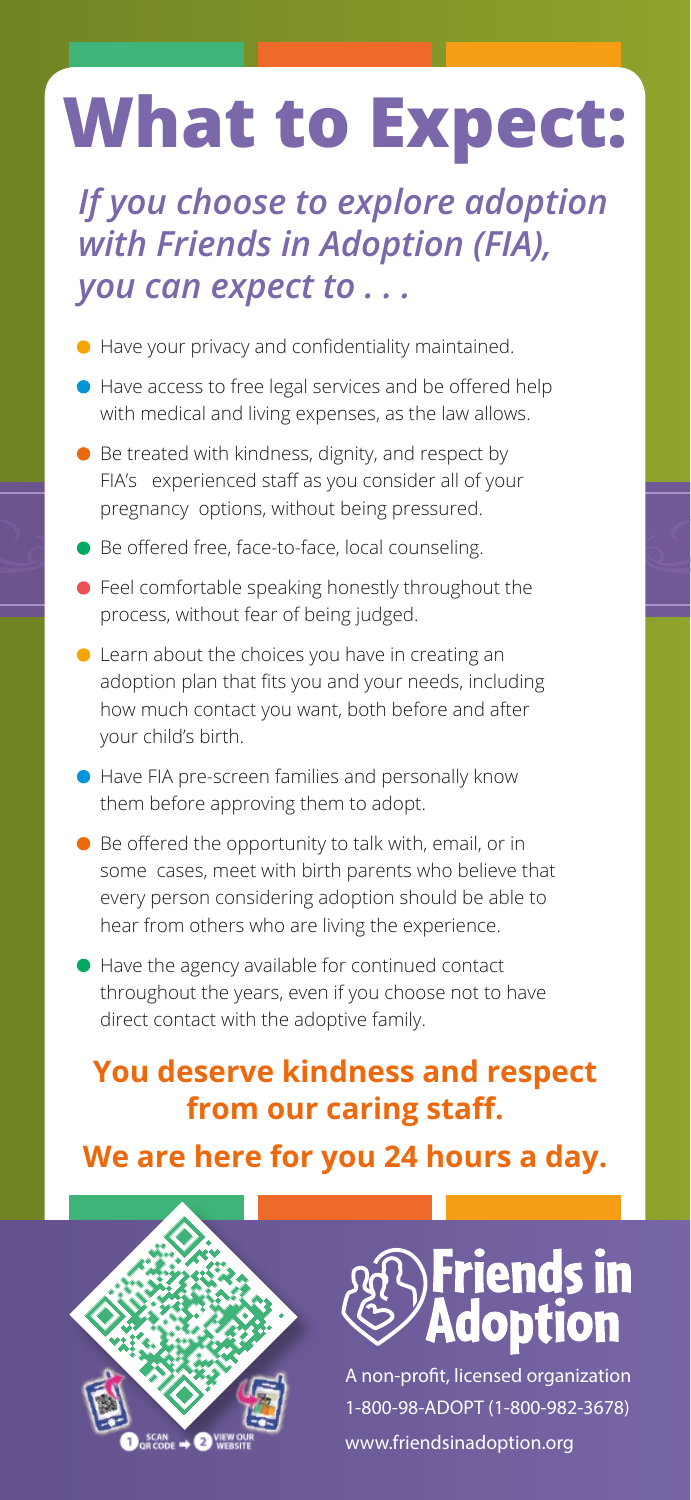# What to Expect:

***If you choose to explore adoption with Friends in Adoption (FIA), you can expect to . . .***

- Have your privacy and confidentiality maintained.
- Have access to free legal services and be offered help with medical and living expenses, as the law allows.
- Be treated with kindness, dignity, and respect by FIA's experienced staff as you consider all of your pregnancy options, without being pressured.
- Be offered free, face-to-face, local counseling.
- Feel comfortable speaking honestly throughout the process, without fear of being judged.
- Learn about the choices you have in creating an adoption plan that fits you and your needs, including how much contact you want, both before and after your child's birth.
- Have FIA pre-screen families and personally know them before approving them to adopt.
- Be offered the opportunity to talk with, email, or in some cases, meet with birth parents who believe that every person considering adoption should be able to hear from others who are living the experience.
- Have the agency available for continued contact throughout the years, even if you choose not to have direct contact with the adoptive family.

**You deserve kindness and respect from our caring staff.**

**We are here for you 24 hours a day.**

1 SCAN QR CODE → 2 VIEW OUR WEBSITE

**Friends in Adoption**

A non-profit, licensed organization
1-800-98-ADOPT (1-800-982-3678)
www.friendsinadoption.org